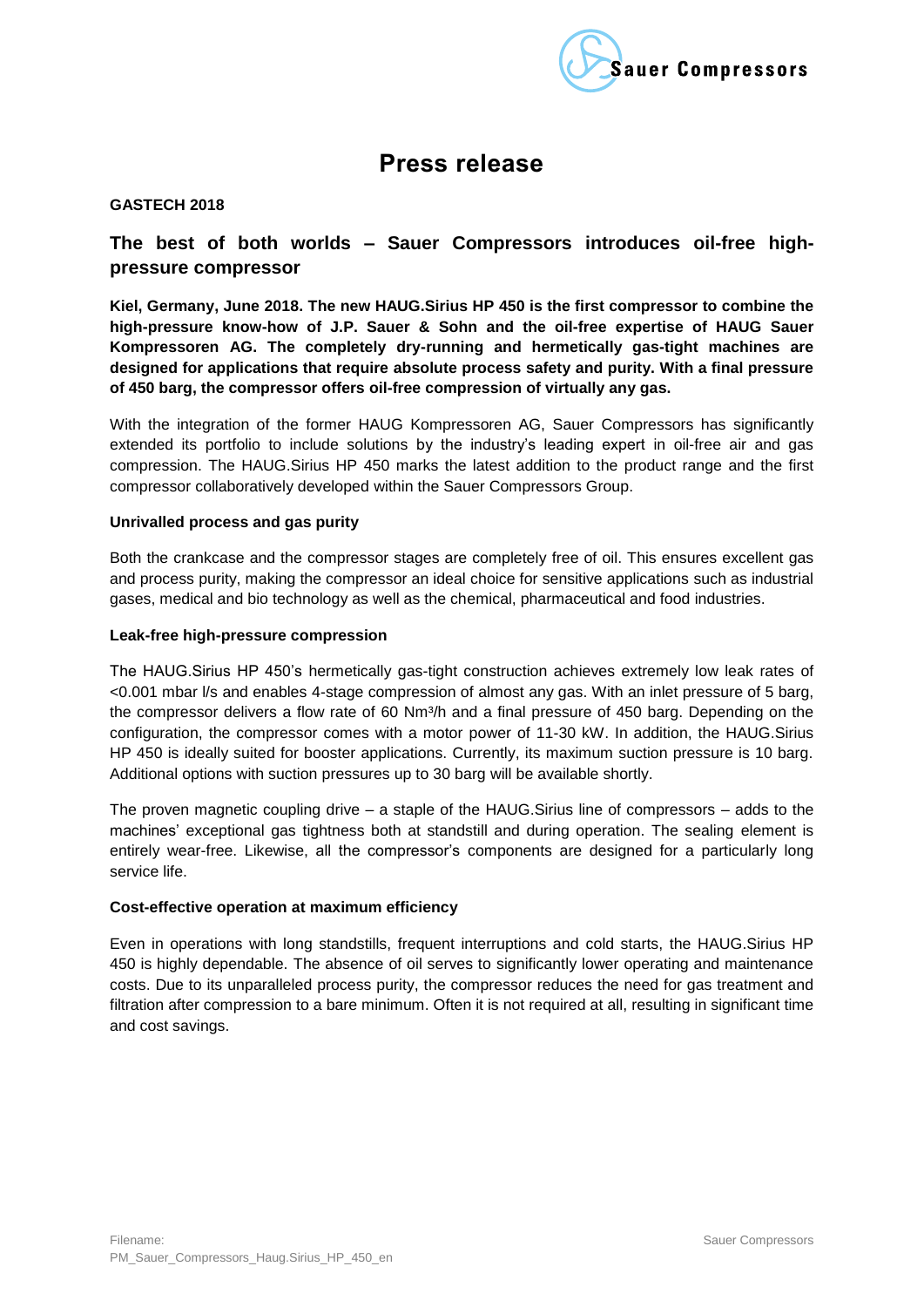# Press release

**GASTECH 2018**

## The best of both worlds – Sauer Compressors introduces oil-free high-pressure compressor

**Kiel, Germany, June 2018. The new HAUG.Sirius HP 450 is the first compressor to combine the high-pressure know-how of J.P. Sauer & Sohn and the oil-free expertise of HAUG Sauer Kompressoren AG. The completely dry-running and hermetically gas-tight machines are designed for applications that require absolute process safety and purity. With a final pressure of 450 barg, the compressor offers oil-free compression of virtually any gas.**

With the integration of the former HAUG Kompressoren AG, Sauer Compressors has significantly extended its portfolio to include solutions by the industry's leading expert in oil-free air and gas compression. The HAUG.Sirius HP 450 marks the latest addition to the product range and the first compressor collaboratively developed within the Sauer Compressors Group.

### Unrivalled process and gas purity

Both the crankcase and the compressor stages are completely free of oil. This ensures excellent gas and process purity, making the compressor an ideal choice for sensitive applications such as industrial gases, medical and bio technology as well as the chemical, pharmaceutical and food industries.

### Leak-free high-pressure compression

The HAUG.Sirius HP 450's hermetically gas-tight construction achieves extremely low leak rates of <0.001 mbar l/s and enables 4-stage compression of almost any gas. With an inlet pressure of 5 barg, the compressor delivers a flow rate of 60 Nm³/h and a final pressure of 450 barg. Depending on the configuration, the compressor comes with a motor power of 11-30 kW. In addition, the HAUG.Sirius HP 450 is ideally suited for booster applications. Currently, its maximum suction pressure is 10 barg. Additional options with suction pressures up to 30 barg will be available shortly.

The proven magnetic coupling drive – a staple of the HAUG.Sirius line of compressors – adds to the machines' exceptional gas tightness both at standstill and during operation. The sealing element is entirely wear-free. Likewise, all the compressor's components are designed for a particularly long service life.

### Cost-effective operation at maximum efficiency

Even in operations with long standstills, frequent interruptions and cold starts, the HAUG.Sirius HP 450 is highly dependable. The absence of oil serves to significantly lower operating and maintenance costs. Due to its unparalleled process purity, the compressor reduces the need for gas treatment and filtration after compression to a bare minimum. Often it is not required at all, resulting in significant time and cost savings.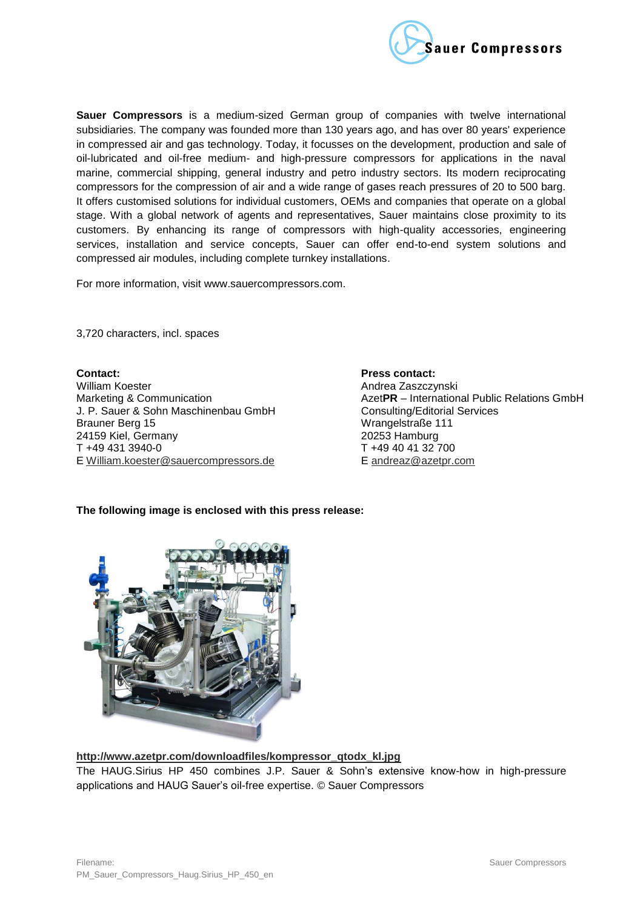**Sauer Compressors** is a medium-sized German group of companies with twelve international subsidiaries. The company was founded more than 130 years ago, and has over 80 years' experience in compressed air and gas technology. Today, it focusses on the development, production and sale of oil-lubricated and oil-free medium- and high-pressure compressors for applications in the naval marine, commercial shipping, general industry and petro industry sectors. Its modern reciprocating compressors for the compression of air and a wide range of gases reach pressures of 20 to 500 barg. It offers customised solutions for individual customers, OEMs and companies that operate on a global stage. With a global network of agents and representatives, Sauer maintains close proximity to its customers. By enhancing its range of compressors with high-quality accessories, engineering services, installation and service concepts, Sauer can offer end-to-end system solutions and compressed air modules, including complete turnkey installations.

For more information, visit www.sauercompressors.com.

3,720 characters, incl. spaces

**Contact:**
William Koester
Marketing & Communication
J. P. Sauer & Sohn Maschinenbau GmbH
Brauner Berg 15
24159 Kiel, Germany
T +49 431 3940-0
E William.koester@sauercompressors.de

**Press contact:**
Andrea Zaszczynski
Azet**PR** – International Public Relations GmbH
Consulting/Editorial Services
Wrangelstraße 111
20253 Hamburg
T +49 40 41 32 700
E andreaz@azetpr.com

**The following image is enclosed with this press release:**

**http://www.azetpr.com/downloadfiles/kompressor_qtodx_kl.jpg**
The HAUG.Sirius HP 450 combines J.P. Sauer & Sohn's extensive know-how in high-pressure applications and HAUG Sauer's oil-free expertise. © Sauer Compressors

Filename:
PM_Sauer_Compressors_Haug.Sirius_HP_450_en